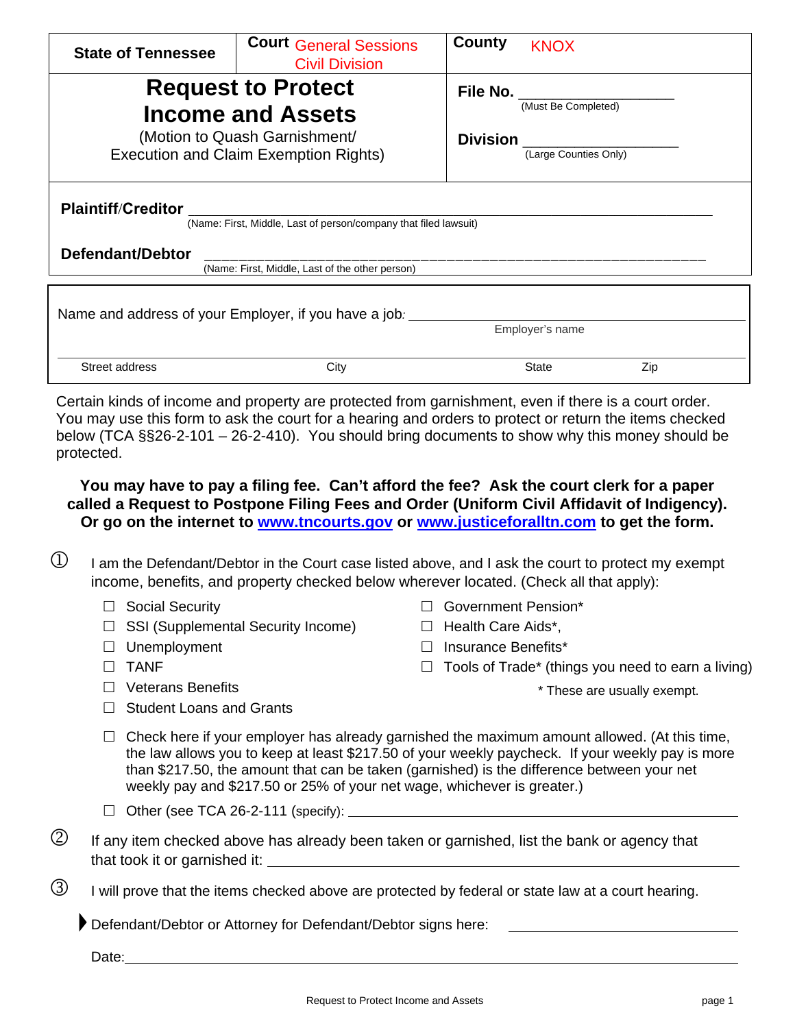| State of Tennessee | Court General Sessions Civil Division | County KNOX |
|---|---|---|

# Request to Protect Income and Assets

(Motion to Quash Garnishment/ Execution and Claim Exemption Rights)

**File No.** ____________________
(Must Be Completed)

**Division** ____________________
(Large Counties Only)

**Plaintiff/Creditor** ______________________________________________
(Name: First, Middle, Last of person/company that filed lawsuit)

**Defendant/Debtor** ______________________________________________
(Name: First, Middle, Last of the other person)

Name and address of your Employer, if you have a job: ______________________________
Employer's name

______________________________________________
Street address　　City　　State　　Zip

Certain kinds of income and property are protected from garnishment, even if there is a court order. You may use this form to ask the court for a hearing and orders to protect or return the items checked below (TCA §§26-2-101 – 26-2-410). You should bring documents to show why this money should be protected.

**You may have to pay a filing fee. Can't afford the fee? Ask the court clerk for a paper called a Request to Postpone Filing Fees and Order (Uniform Civil Affidavit of Indigency). Or go on the internet to www.tncourts.gov or www.justiceforalltn.com to get the form.**

① I am the Defendant/Debtor in the Court case listed above, and I ask the court to protect my exempt income, benefits, and property checked below wherever located. (Check all that apply):

- ☐ Social Security
- ☐ SSI (Supplemental Security Income)
- ☐ Unemployment
- ☐ TANF
- ☐ Veterans Benefits
- ☐ Student Loans and Grants
- ☐ Government Pension*
- ☐ Health Care Aids*,
- ☐ Insurance Benefits*
- ☐ Tools of Trade* (things you need to earn a living)

\* These are usually exempt.

- ☐ Check here if your employer has already garnished the maximum amount allowed. (At this time, the law allows you to keep at least $217.50 of your weekly paycheck. If your weekly pay is more than $217.50, the amount that can be taken (garnished) is the difference between your net weekly pay and $217.50 or 25% of your net wage, whichever is greater.)
- ☐ Other (see TCA 26-2-111 (specify): ______________________________

② If any item checked above has already been taken or garnished, list the bank or agency that that took it or garnished it: ______________________________

③ I will prove that the items checked above are protected by federal or state law at a court hearing.

▶ Defendant/Debtor or Attorney for Defendant/Debtor signs here: ______________________

Date: ______________________________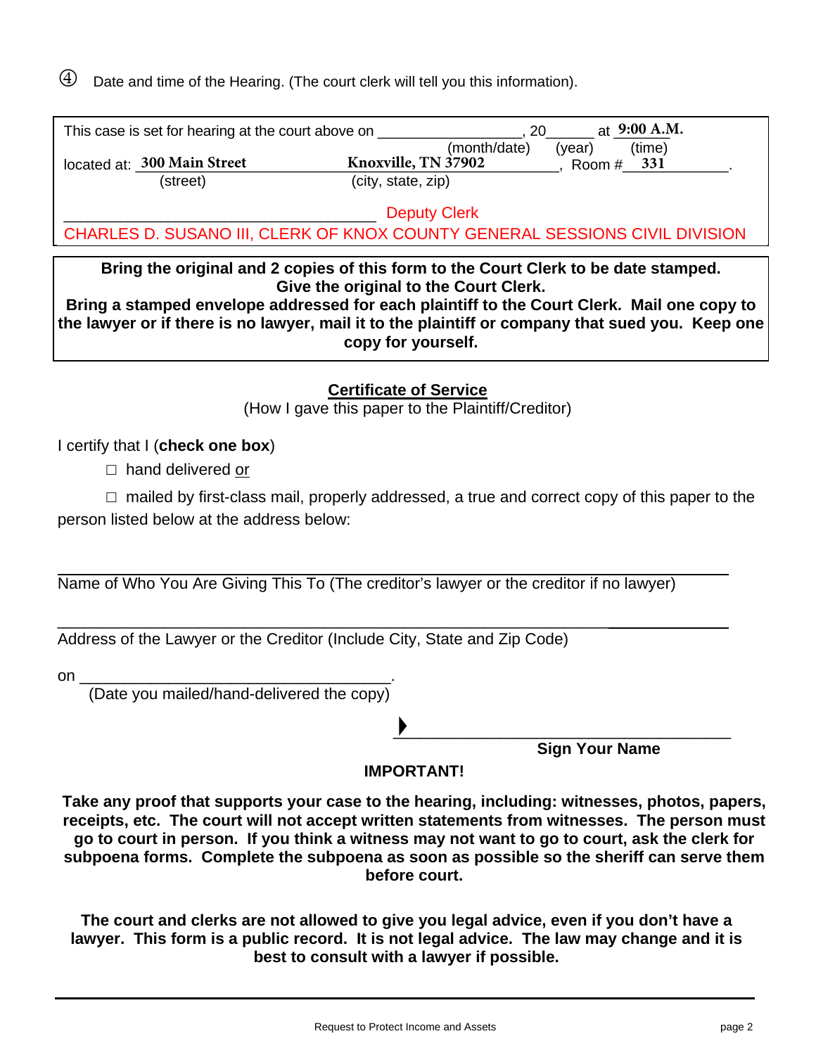④ Date and time of the Hearing. (The court clerk will tell you this information).

This case is set for hearing at the court above on ________________, 20_____ at **9:00 A.M.**
(month/date) (year) (time)

located at: **300 Main Street** **Knoxville, TN 37902**, Room # **331**.
(street) (city, state, zip)

______________________________ Deputy Clerk

CHARLES D. SUSANO III, CLERK OF KNOX COUNTY GENERAL SESSIONS CIVIL DIVISION

**Bring the original and 2 copies of this form to the Court Clerk to be date stamped. Give the original to the Court Clerk. Bring a stamped envelope addressed for each plaintiff to the Court Clerk. Mail one copy to the lawyer or if there is no lawyer, mail it to the plaintiff or company that sued you. Keep one copy for yourself.**

## Certificate of Service

(How I gave this paper to the Plaintiff/Creditor)

I certify that I (**check one box**)

☐ hand delivered or

☐ mailed by first-class mail, properly addressed, a true and correct copy of this paper to the person listed below at the address below:

______________________________________________________________
Name of Who You Are Giving This To (The creditor's lawyer or the creditor if no lawyer)

______________________________________________________________
Address of the Lawyer or the Creditor (Include City, State and Zip Code)

on ________________________________.
(Date you mailed/hand-delivered the copy)

▶ ________________________________
**Sign Your Name**

**IMPORTANT!**

**Take any proof that supports your case to the hearing, including: witnesses, photos, papers, receipts, etc. The court will not accept written statements from witnesses. The person must go to court in person. If you think a witness may not want to go to court, ask the clerk for subpoena forms. Complete the subpoena as soon as possible so the sheriff can serve them before court.**

**The court and clerks are not allowed to give you legal advice, even if you don't have a lawyer. This form is a public record. It is not legal advice. The law may change and it is best to consult with a lawyer if possible.**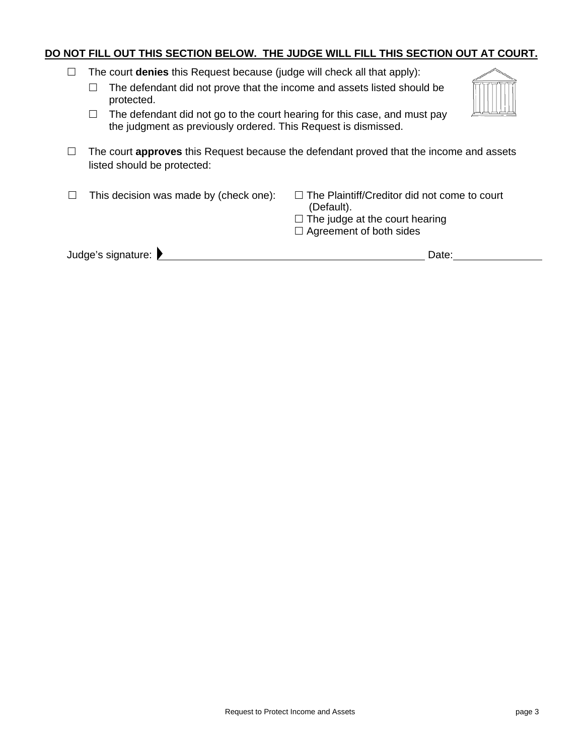**DO NOT FILL OUT THIS SECTION BELOW. THE JUDGE WILL FILL THIS SECTION OUT AT COURT.**

☐ The court **denies** this Request because (judge will check all that apply):

- ☐ The defendant did not prove that the income and assets listed should be protected.
- ☐ The defendant did not go to the court hearing for this case, and must pay the judgment as previously ordered. This Request is dismissed.

☐ The court **approves** this Request because the defendant proved that the income and assets listed should be protected:

☐ This decision was made by (check one):

- ☐ The Plaintiff/Creditor did not come to court (Default).
- ☐ The judge at the court hearing
- ☐ Agreement of both sides

Judge's signature: ________________________________ Date: ______________